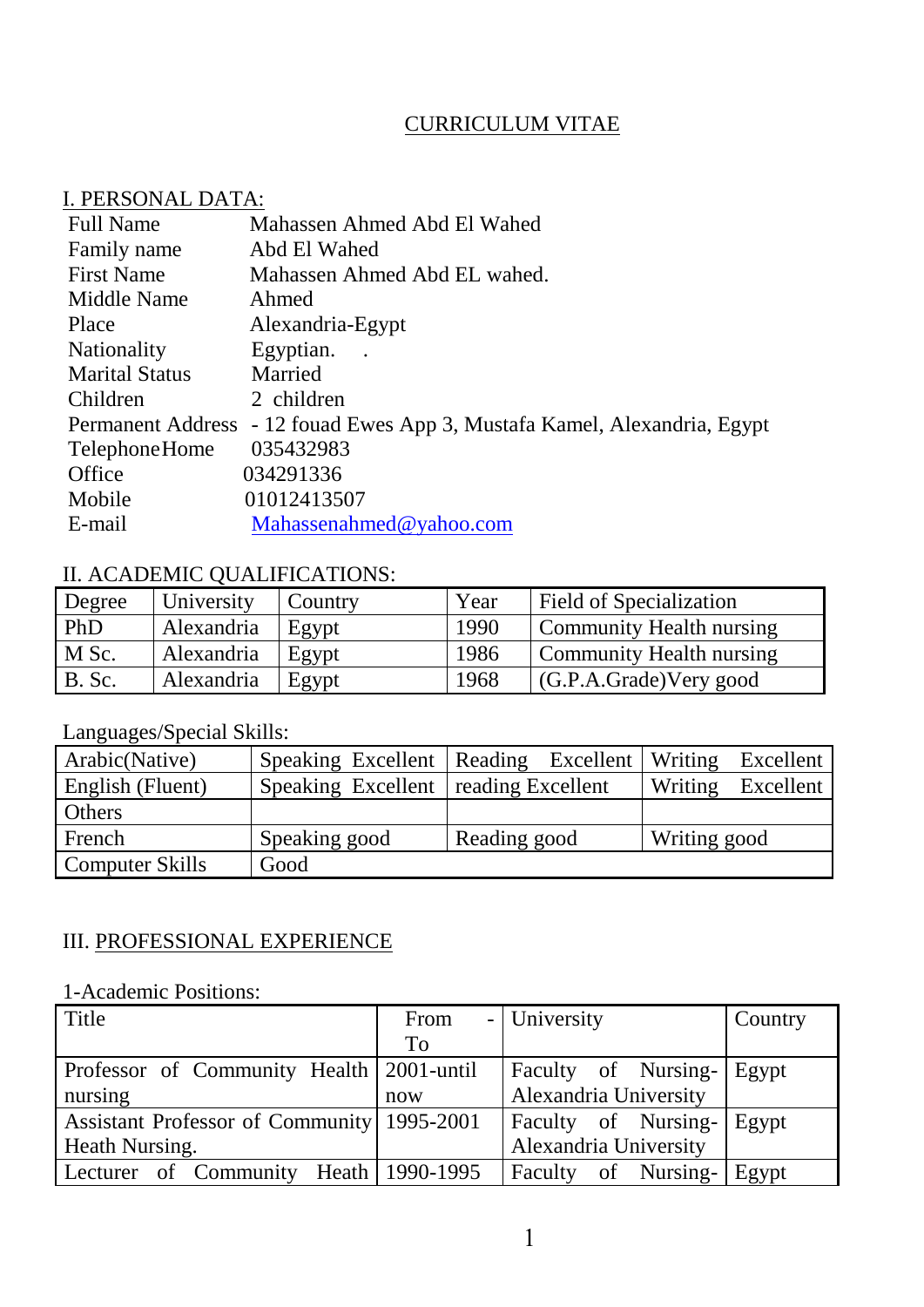# CURRICULUM VITAE

## I. PERSONAL DATA:

| | |
|---|---|
| Full Name | Mahassen Ahmed Abd El Wahed |
| Family name | Abd El Wahed |
| First Name | Mahassen Ahmed Abd EL wahed. |
| Middle Name | Ahmed |
| Place | Alexandria-Egypt |
| Nationality | Egyptian. . |
| Marital Status | Married |
| Children | 2 children |
| Permanent Address | - 12 fouad Ewes App 3, Mustafa Kamel, Alexandria, Egypt |
| Telephone Home | 035432983 |
| Office | 034291336 |
| Mobile | 01012413507 |
| E-mail | Mahassenahmed@yahoo.com |

## II. ACADEMIC QUALIFICATIONS:

| Degree | University | Country | Year | Field of Specialization |
|---|---|---|---|---|
| PhD | Alexandria | Egypt | 1990 | Community Health nursing |
| M Sc. | Alexandria | Egypt | 1986 | Community Health nursing |
| B. Sc. | Alexandria | Egypt | 1968 | (G.P.A.Grade)Very good |

Languages/Special Skills:

| | | | |
|---|---|---|---|
| Arabic(Native) | Speaking Excellent | Reading Excellent | Writing Excellent |
| English (Fluent) | Speaking Excellent | reading Excellent | Writing Excellent |
| Others | | | |
| French | Speaking good | Reading good | Writing good |
| Computer Skills | Good | | |

## III. PROFESSIONAL EXPERIENCE

1-Academic Positions:

| Title | From - To | University | Country |
|---|---|---|---|
| Professor of Community Health nursing | 2001-until now | Faculty of Nursing-Alexandria University | Egypt |
| Assistant Professor of Community Heath Nursing. | 1995-2001 | Faculty of Nursing-Alexandria University | Egypt |
| Lecturer of Community Heath | 1990-1995 | Faculty of Nursing- | Egypt |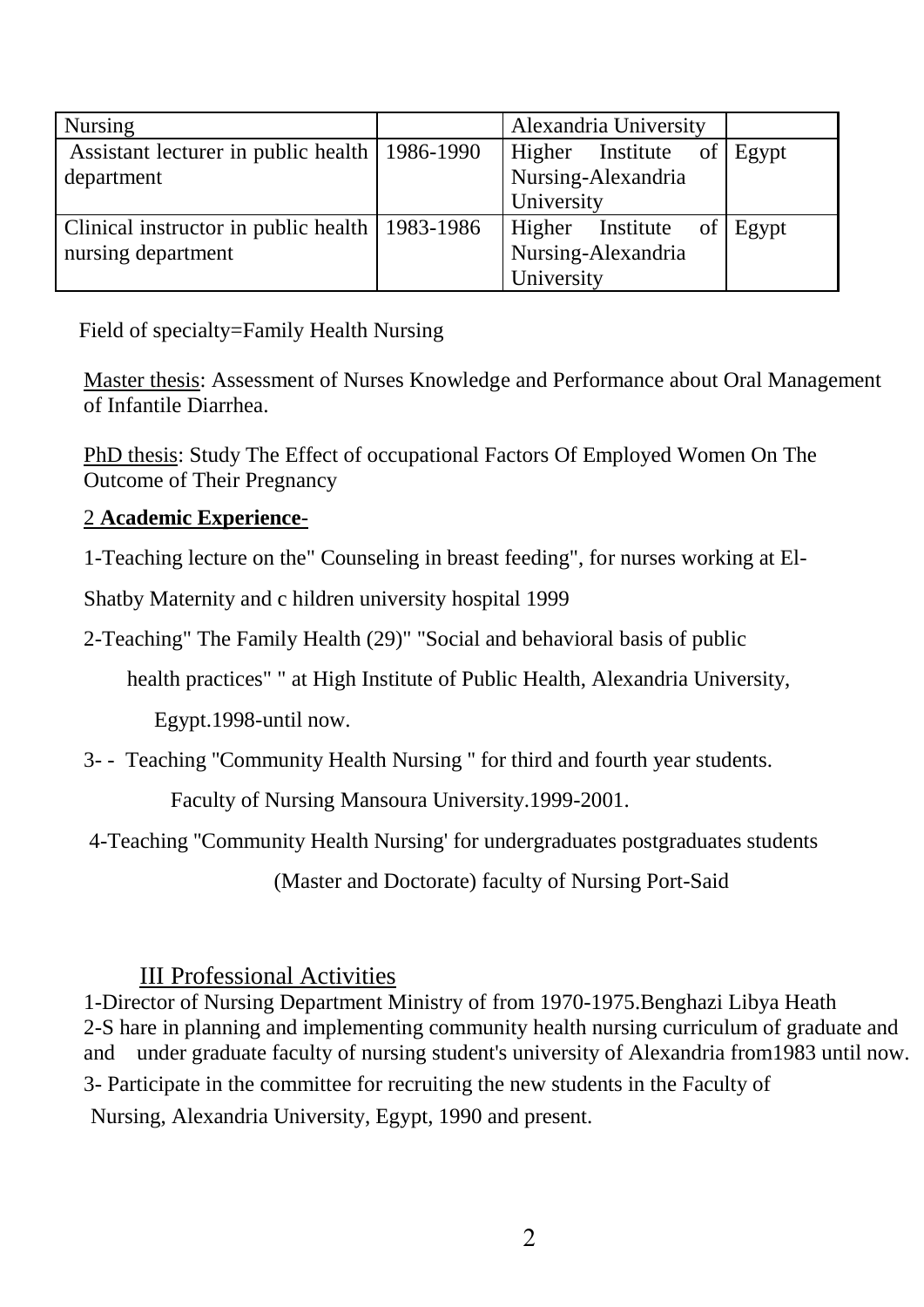| Nursing | | Alexandria University | |
|---|---|---|---|
| Assistant lecturer in public health department | 1986-1990 | Higher Institute of Nursing-Alexandria University | Egypt |
| Clinical instructor in public health nursing department | 1983-1986 | Higher Institute of Nursing-Alexandria University | Egypt |

Field of specialty=Family Health Nursing

Master thesis: Assessment of Nurses Knowledge and Performance about Oral Management of Infantile Diarrhea.

PhD thesis: Study The Effect of occupational Factors Of Employed Women On The Outcome of Their Pregnancy

## 2 **Academic Experience**-

1-Teaching lecture on the" Counseling in breast feeding", for nurses working at El-Shatby Maternity and c hildren university hospital 1999

2-Teaching" The Family Health (29)" "Social and behavioral basis of public health practices" " at High Institute of Public Health, Alexandria University, Egypt.1998-until now.

3- - Teaching "Community Health Nursing " for third and fourth year students. Faculty of Nursing Mansoura University.1999-2001.

4-Teaching "Community Health Nursing' for undergraduates postgraduates students (Master and Doctorate) faculty of Nursing Port-Said

## III Professional Activities

1-Director of Nursing Department Ministry of from 1970-1975.Benghazi Libya Heath

2-S hare in planning and implementing community health nursing curriculum of graduate and and under graduate faculty of nursing student's university of Alexandria from1983 until now.

3- Participate in the committee for recruiting the new students in the Faculty of Nursing, Alexandria University, Egypt, 1990 and present.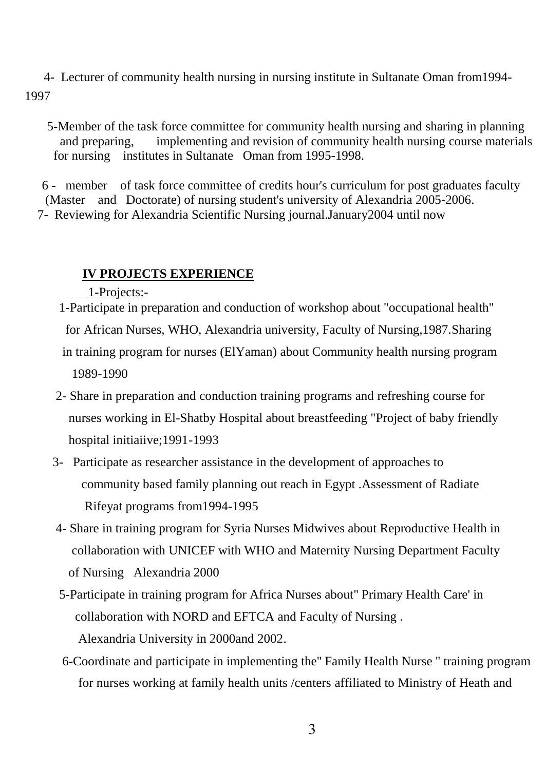4- Lecturer of community health nursing in nursing institute in Sultanate Oman from1994-1997

5-Member of the task force committee for community health nursing and sharing in planning and preparing, implementing and revision of community health nursing course materials for nursing institutes in Sultanate Oman from 1995-1998.

6 - member of task force committee of credits hour's curriculum for post graduates faculty (Master and Doctorate) of nursing student's university of Alexandria 2005-2006.

7- Reviewing for Alexandria Scientific Nursing journal.January2004 until now

## IV PROJECTS EXPERIENCE

1-Projects:-

1-Participate in preparation and conduction of workshop about "occupational health" for African Nurses, WHO, Alexandria university, Faculty of Nursing,1987.Sharing in training program for nurses (ElYaman) about Community health nursing program 1989-1990

2- Share in preparation and conduction training programs and refreshing course for nurses working in El-Shatby Hospital about breastfeeding "Project of baby friendly hospital initiaiive;1991-1993

3- Participate as researcher assistance in the development of approaches to community based family planning out reach in Egypt .Assessment of Radiate Rifeyat programs from1994-1995

4- Share in training program for Syria Nurses Midwives about Reproductive Health in collaboration with UNICEF with WHO and Maternity Nursing Department Faculty of Nursing Alexandria 2000

5-Participate in training program for Africa Nurses about" Primary Health Care' in collaboration with NORD and EFTCA and Faculty of Nursing . Alexandria University in 2000and 2002.

6-Coordinate and participate in implementing the" Family Health Nurse " training program for nurses working at family health units /centers affiliated to Ministry of Heath and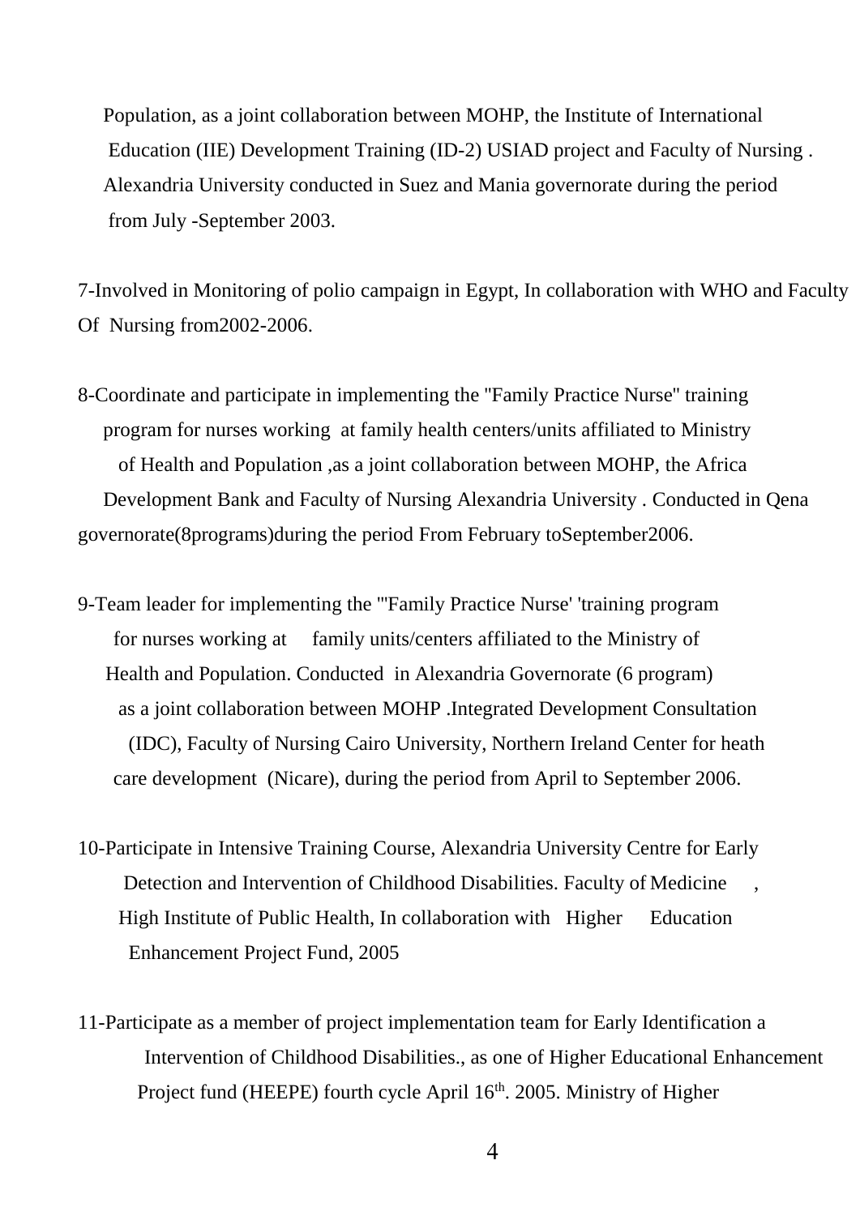Population, as a joint collaboration between MOHP, the Institute of International Education (IIE) Development Training (ID-2) USIAD project and Faculty of Nursing . Alexandria University conducted in Suez and Mania governorate during the period from July -September 2003.

7-Involved in Monitoring of polio campaign in Egypt, In collaboration with WHO and Faculty Of Nursing from2002-2006.

8-Coordinate and participate in implementing the "Family Practice Nurse" training program for nurses working at family health centers/units affiliated to Ministry of Health and Population ,as a joint collaboration between MOHP, the Africa Development Bank and Faculty of Nursing Alexandria University . Conducted in Qena governorate(8programs)during the period From February toSeptember2006.

9-Team leader for implementing the "'Family Practice Nurse' 'training program for nurses working at family units/centers affiliated to the Ministry of Health and Population. Conducted in Alexandria Governorate (6 program) as a joint collaboration between MOHP .Integrated Development Consultation (IDC), Faculty of Nursing Cairo University, Northern Ireland Center for heath care development (Nicare), during the period from April to September 2006.

10-Participate in Intensive Training Course, Alexandria University Centre for Early Detection and Intervention of Childhood Disabilities. Faculty of Medicine , High Institute of Public Health, In collaboration with Higher Education Enhancement Project Fund, 2005

11-Participate as a member of project implementation team for Early Identification a Intervention of Childhood Disabilities., as one of Higher Educational Enhancement Project fund (HEEPE) fourth cycle April 16th. 2005. Ministry of Higher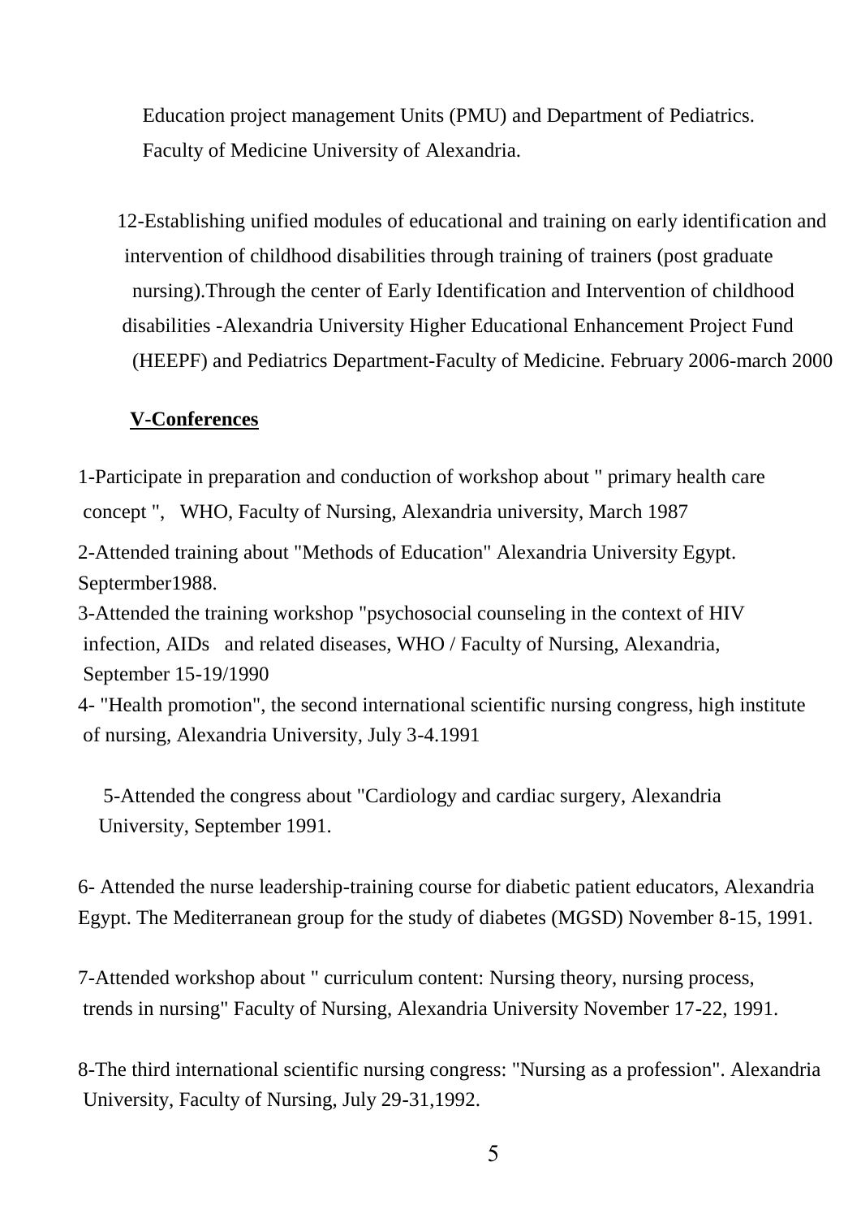Education project management Units (PMU) and Department of Pediatrics. Faculty of Medicine University of Alexandria.

12-Establishing unified modules of educational and training on early identification and intervention of childhood disabilities through training of trainers (post graduate nursing).Through the center of Early Identification and Intervention of childhood disabilities -Alexandria University Higher Educational Enhancement Project Fund (HEEPF) and Pediatrics Department-Faculty of Medicine. February 2006-march 2000

## V-Conferences

1-Participate in preparation and conduction of workshop about " primary health care concept ", WHO, Faculty of Nursing, Alexandria university, March 1987

2-Attended training about "Methods of Education" Alexandria University Egypt. Septermber1988.

3-Attended the training workshop "psychosocial counseling in the context of HIV infection, AIDs and related diseases, WHO / Faculty of Nursing, Alexandria, September 15-19/1990

4- "Health promotion", the second international scientific nursing congress, high institute of nursing, Alexandria University, July 3-4.1991

5-Attended the congress about "Cardiology and cardiac surgery, Alexandria University, September 1991.

6- Attended the nurse leadership-training course for diabetic patient educators, Alexandria Egypt. The Mediterranean group for the study of diabetes (MGSD) November 8-15, 1991.

7-Attended workshop about " curriculum content: Nursing theory, nursing process, trends in nursing" Faculty of Nursing, Alexandria University November 17-22, 1991.

8-The third international scientific nursing congress: "Nursing as a profession". Alexandria University, Faculty of Nursing, July 29-31,1992.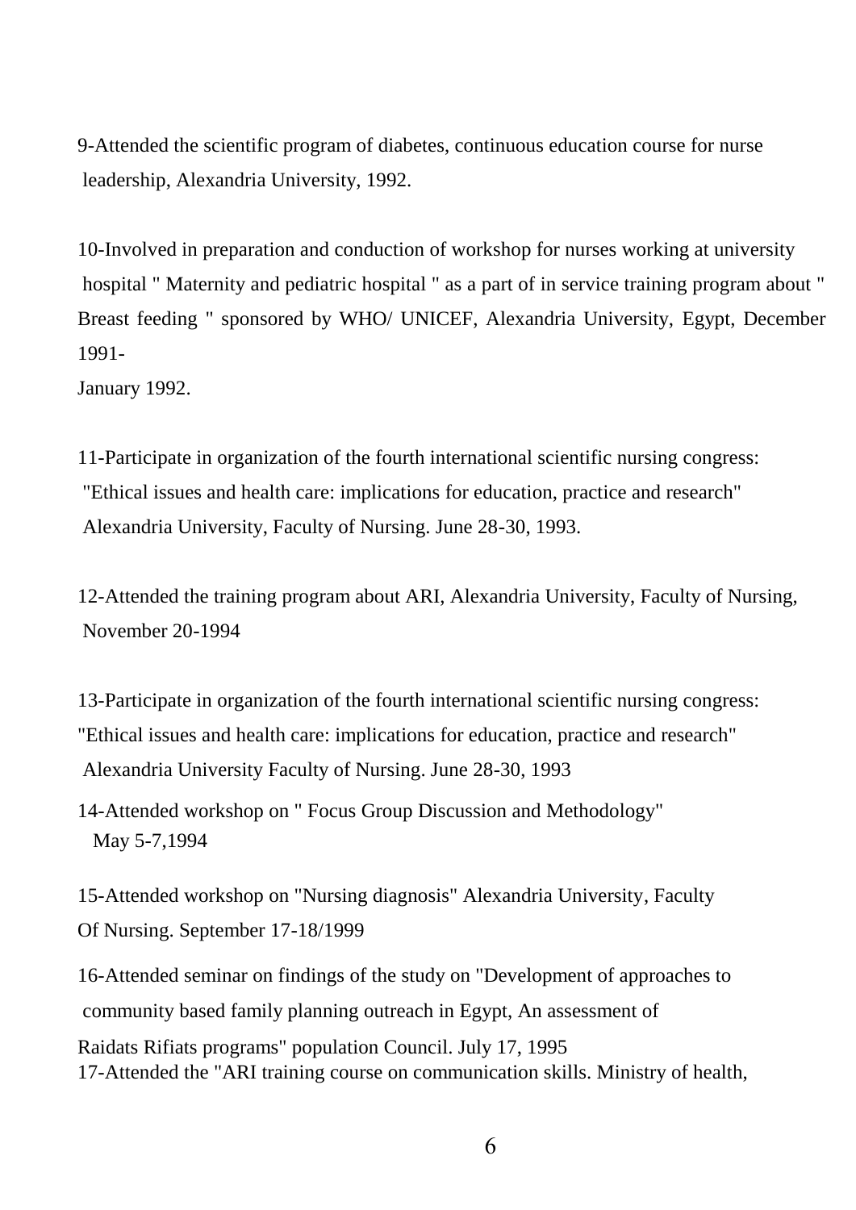9-Attended the scientific program of diabetes, continuous education course for nurse leadership, Alexandria University, 1992.

10-Involved in preparation and conduction of workshop for nurses working at university hospital " Maternity and pediatric hospital " as a part of in service training program about " Breast feeding " sponsored by WHO/ UNICEF, Alexandria University, Egypt, December 1991-
January 1992.

11-Participate in organization of the fourth international scientific nursing congress: "Ethical issues and health care: implications for education, practice and research" Alexandria University, Faculty of Nursing. June 28-30, 1993.

12-Attended the training program about ARI, Alexandria University, Faculty of Nursing, November 20-1994

13-Participate in organization of the fourth international scientific nursing congress: "Ethical issues and health care: implications for education, practice and research" Alexandria University Faculty of Nursing. June 28-30, 1993

14-Attended workshop on " Focus Group Discussion and Methodology" May 5-7,1994

15-Attended workshop on "Nursing diagnosis" Alexandria University, Faculty Of Nursing. September 17-18/1999

16-Attended seminar on findings of the study on "Development of approaches to community based family planning outreach in Egypt, An assessment of Raidats Rifiats programs" population Council. July 17, 1995

17-Attended the "ARI training course on communication skills. Ministry of health,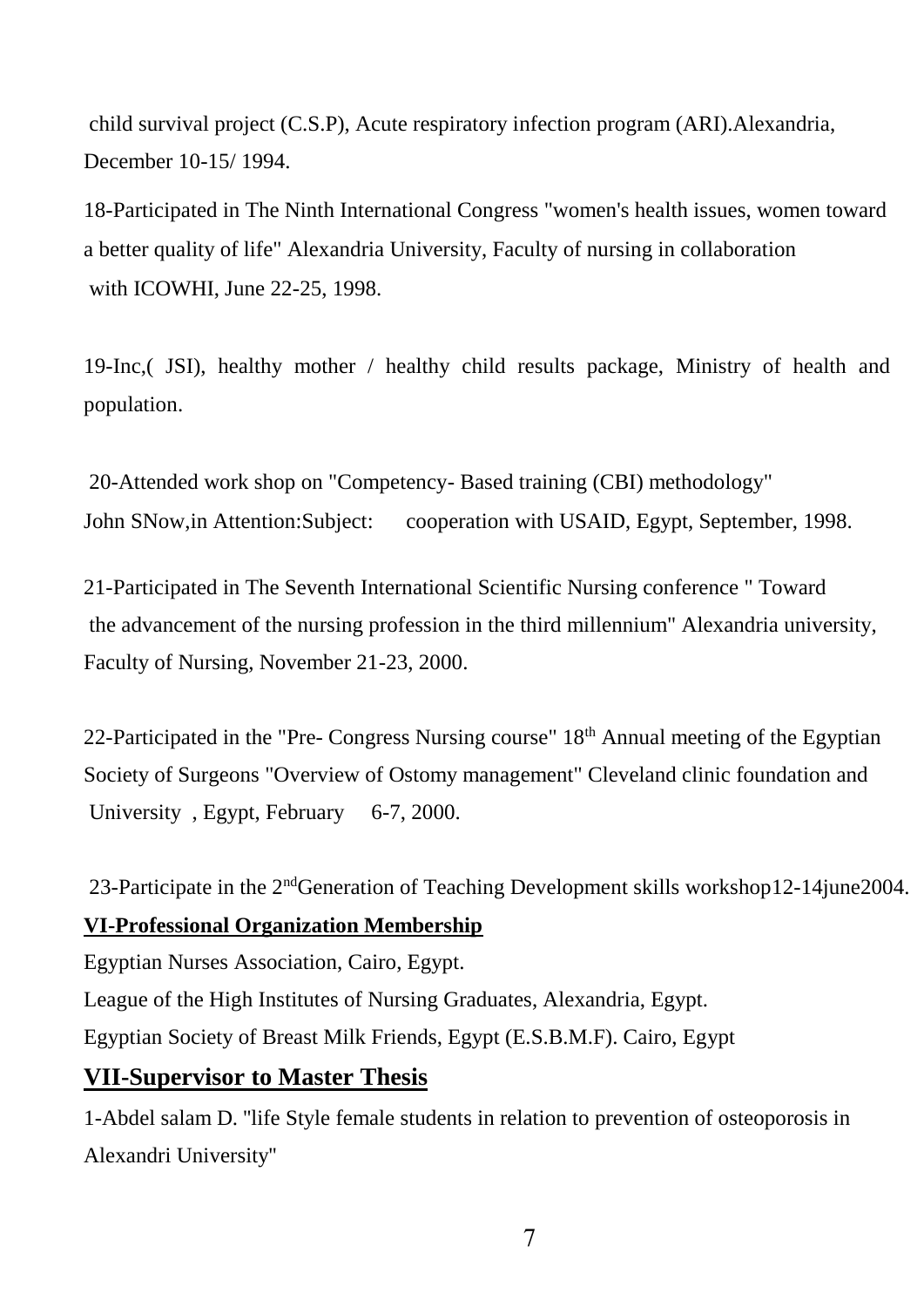child survival project (C.S.P), Acute respiratory infection program (ARI).Alexandria, December 10-15/ 1994.

18-Participated in The Ninth International Congress "women's health issues, women toward a better quality of life" Alexandria University, Faculty of nursing in collaboration with ICOWHI, June 22-25, 1998.

19-Inc,( JSI), healthy mother / healthy child results package, Ministry of health and population.

20-Attended work shop on "Competency- Based training (CBI) methodology" John SNow,in Attention:Subject: cooperation with USAID, Egypt, September, 1998.

21-Participated in The Seventh International Scientific Nursing conference " Toward the advancement of the nursing profession in the third millennium" Alexandria university, Faculty of Nursing, November 21-23, 2000.

22-Participated in the "Pre- Congress Nursing course" 18th Annual meeting of the Egyptian Society of Surgeons "Overview of Ostomy management" Cleveland clinic foundation and University , Egypt, February 6-7, 2000.

23-Participate in the 2nd Generation of Teaching Development skills workshop12-14june2004.

### VI-Professional Organization Membership

Egyptian Nurses Association, Cairo, Egypt.

League of the High Institutes of Nursing Graduates, Alexandria, Egypt.

Egyptian Society of Breast Milk Friends, Egypt (E.S.B.M.F). Cairo, Egypt

## VII-Supervisor to Master Thesis

1-Abdel salam D. "life Style female students in relation to prevention of osteoporosis in Alexandri University"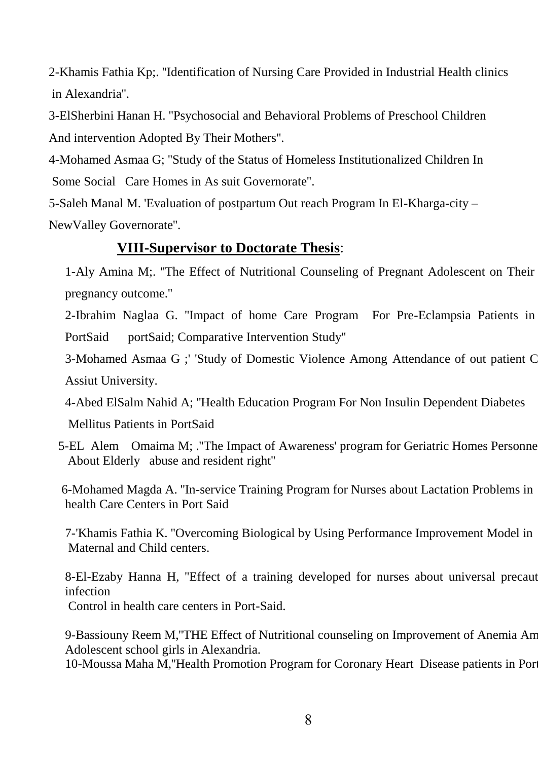2-Khamis Fathia Kp;. "Identification of Nursing Care Provided in Industrial Health clinics in Alexandria".

3-ElSherbini Hanan H. "Psychosocial and Behavioral Problems of Preschool Children And intervention Adopted By Their Mothers".

4-Mohamed Asmaa G; "Study of the Status of Homeless Institutionalized Children In Some Social Care Homes in As suit Governorate".

5-Saleh Manal M. 'Evaluation of postpartum Out reach Program In El-Kharga-city – NewValley Governorate".

## VIII-Supervisor to Doctorate Thesis:

1-Aly Amina M;. "The Effect of Nutritional Counseling of Pregnant Adolescent on Their pregnancy outcome."

2-Ibrahim Naglaa G. "Impact of home Care Program For Pre-Eclampsia Patients in PortSaid portSaid; Comparative Intervention Study"

3-Mohamed Asmaa G ;' 'Study of Domestic Violence Among Attendance of out patient C Assiut University.

4-Abed ElSalm Nahid A; "Health Education Program For Non Insulin Dependent Diabetes Mellitus Patients in PortSaid

5-EL Alem Omaima M; ."The Impact of Awareness' program for Geriatric Homes Personne About Elderly abuse and resident right"

6-Mohamed Magda A. "In-service Training Program for Nurses about Lactation Problems in health Care Centers in Port Said

7-'Khamis Fathia K. "Overcoming Biological by Using Performance Improvement Model in Maternal and Child centers.

8-El-Ezaby Hanna H, "Effect of a training developed for nurses about universal precaut infection Control in health care centers in Port-Said.

9-Bassiouny Reem M,"THE Effect of Nutritional counseling on Improvement of Anemia Am Adolescent school girls in Alexandria.

10-Moussa Maha M,"Health Promotion Program for Coronary Heart Disease patients in Port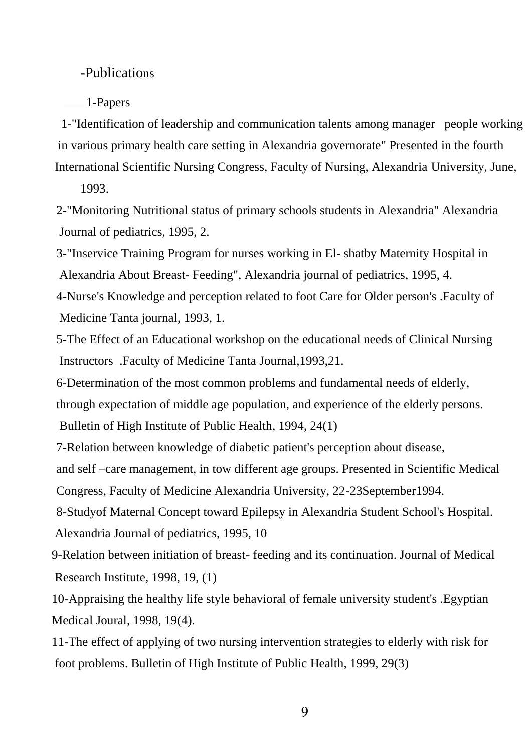## -Publications

### 1-Papers

1-"Identification of leadership and communication talents among manager people working in various primary health care setting in Alexandria governorate" Presented in the fourth International Scientific Nursing Congress, Faculty of Nursing, Alexandria University, June, 1993.

2-"Monitoring Nutritional status of primary schools students in Alexandria" Alexandria Journal of pediatrics, 1995, 2.

3-"Inservice Training Program for nurses working in El- shatby Maternity Hospital in Alexandria About Breast- Feeding", Alexandria journal of pediatrics, 1995, 4.

4-Nurse's Knowledge and perception related to foot Care for Older person's .Faculty of Medicine Tanta journal, 1993, 1.

5-The Effect of an Educational workshop on the educational needs of Clinical Nursing Instructors .Faculty of Medicine Tanta Journal,1993,21.

6-Determination of the most common problems and fundamental needs of elderly, through expectation of middle age population, and experience of the elderly persons. Bulletin of High Institute of Public Health, 1994, 24(1)

7-Relation between knowledge of diabetic patient's perception about disease, and self –care management, in tow different age groups. Presented in Scientific Medical Congress, Faculty of Medicine Alexandria University, 22-23September1994.

8-Studyof Maternal Concept toward Epilepsy in Alexandria Student School's Hospital. Alexandria Journal of pediatrics, 1995, 10

9-Relation between initiation of breast- feeding and its continuation. Journal of Medical Research Institute, 1998, 19, (1)

10-Appraising the healthy life style behavioral of female university student's .Egyptian Medical Joural, 1998, 19(4).

11-The effect of applying of two nursing intervention strategies to elderly with risk for foot problems. Bulletin of High Institute of Public Health, 1999, 29(3)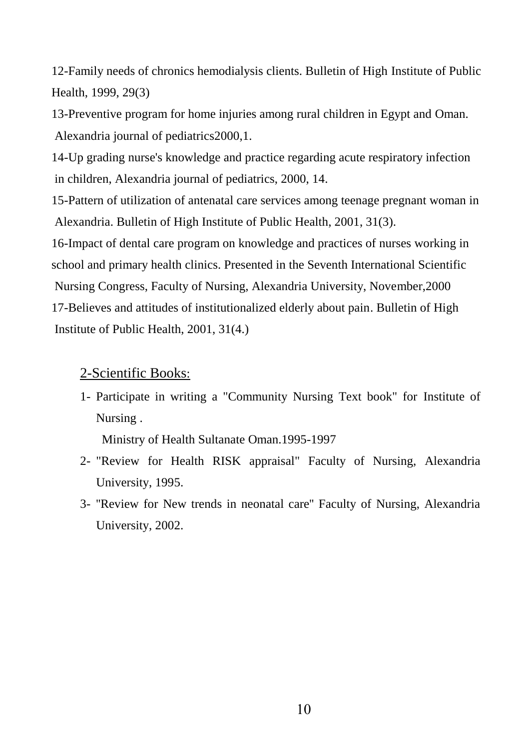12-Family needs of chronics hemodialysis clients. Bulletin of High Institute of Public Health, 1999, 29(3)

13-Preventive program for home injuries among rural children in Egypt and Oman. Alexandria journal of pediatrics2000,1.

14-Up grading nurse's knowledge and practice regarding acute respiratory infection in children, Alexandria journal of pediatrics, 2000, 14.

15-Pattern of utilization of antenatal care services among teenage pregnant woman in Alexandria. Bulletin of High Institute of Public Health, 2001, 31(3).

16-Impact of dental care program on knowledge and practices of nurses working in school and primary health clinics. Presented in the Seventh International Scientific Nursing Congress, Faculty of Nursing, Alexandria University, November,2000

17-Believes and attitudes of institutionalized elderly about pain. Bulletin of High Institute of Public Health, 2001, 31(4.)

## 2-Scientific Books:

1- Participate in writing a "Community Nursing Text book" for Institute of Nursing .
   Ministry of Health Sultanate Oman.1995-1997
2- "Review for Health RISK appraisal" Faculty of Nursing, Alexandria University, 1995.
3- "Review for New trends in neonatal care" Faculty of Nursing, Alexandria University, 2002.